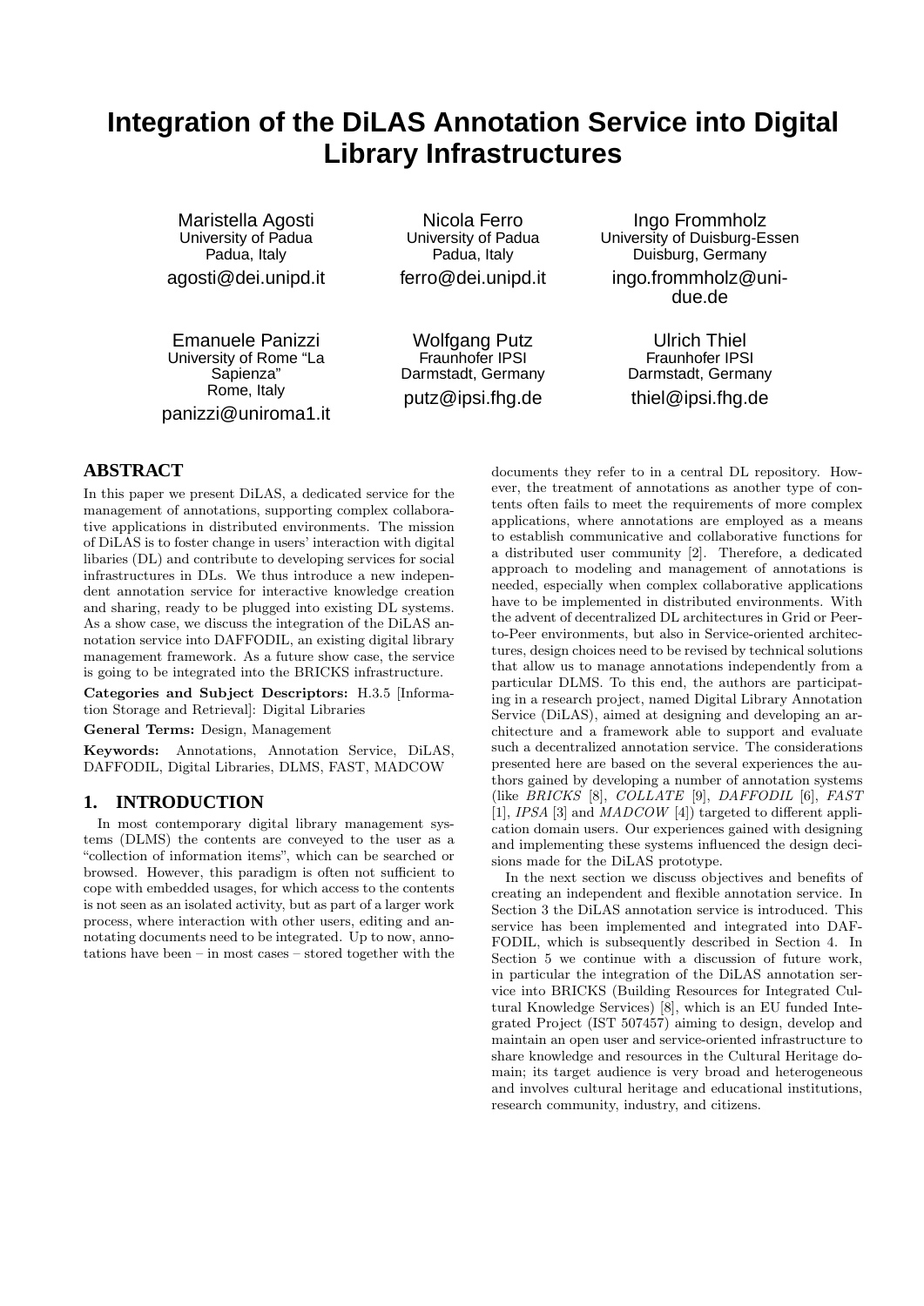# Integration of the DiLAS Annotation Service into Digital Library Infrastructures

Maristella Agosti
University of Padua
Padua, Italy
agosti@dei.unipd.it

Nicola Ferro
University of Padua
Padua, Italy
ferro@dei.unipd.it

Ingo Frommholz
University of Duisburg-Essen
Duisburg, Germany
ingo.frommholz@uni-due.de

Emanuele Panizzi
University of Rome "La Sapienza"
Rome, Italy
panizzi@uniroma1.it

Wolfgang Putz
Fraunhofer IPSI
Darmstadt, Germany
putz@ipsi.fhg.de

Ulrich Thiel
Fraunhofer IPSI
Darmstadt, Germany
thiel@ipsi.fhg.de

## ABSTRACT

In this paper we present DiLAS, a dedicated service for the management of annotations, supporting complex collaborative applications in distributed environments. The mission of DiLAS is to foster change in users' interaction with digital libaries (DL) and contribute to developing services for social infrastructures in DLs. We thus introduce a new independent annotation service for interactive knowledge creation and sharing, ready to be plugged into existing DL systems. As a show case, we discuss the integration of the DiLAS annotation service into DAFFODIL, an existing digital library management framework. As a future show case, the service is going to be integrated into the BRICKS infrastructure.

**Categories and Subject Descriptors:** H.3.5 [Information Storage and Retrieval]: Digital Libraries

**General Terms:** Design, Management

**Keywords:** Annotations, Annotation Service, DiLAS, DAFFODIL, Digital Libraries, DLMS, FAST, MADCOW

## 1. INTRODUCTION

In most contemporary digital library management systems (DLMS) the contents are conveyed to the user as a "collection of information items", which can be searched or browsed. However, this paradigm is often not sufficient to cope with embedded usages, for which access to the contents is not seen as an isolated activity, but as part of a larger work process, where interaction with other users, editing and annotating documents need to be integrated. Up to now, annotations have been – in most cases – stored together with the documents they refer to in a central DL repository. However, the treatment of annotations as another type of contents often fails to meet the requirements of more complex applications, where annotations are employed as a means to establish communicative and collaborative functions for a distributed user community [2]. Therefore, a dedicated approach to modeling and management of annotations is needed, especially when complex collaborative applications have to be implemented in distributed environments. With the advent of decentralized DL architectures in Grid or Peer-to-Peer environments, but also in Service-oriented architectures, design choices need to be revised by technical solutions that allow us to manage annotations independently from a particular DLMS. To this end, the authors are participating in a research project, named Digital Library Annotation Service (DiLAS), aimed at designing and developing an architecture and a framework able to support and evaluate such a decentralized annotation service. The considerations presented here are based on the several experiences the authors gained by developing a number of annotation systems (like *BRICKS* [8], *COLLATE* [9], *DAFFODIL* [6], *FAST* [1], *IPSA* [3] and *MADCOW* [4]) targeted to different application domain users. Our experiences gained with designing and implementing these systems influenced the design decisions made for the DiLAS prototype.

In the next section we discuss objectives and benefits of creating an independent and flexible annotation service. In Section 3 the DiLAS annotation service is introduced. This service has been implemented and integrated into DAFFODIL, which is subsequently described in Section 4. In Section 5 we continue with a discussion of future work, in particular the integration of the DiLAS annotation service into BRICKS (Building Resources for Integrated Cultural Knowledge Services) [8], which is an EU funded Integrated Project (IST 507457) aiming to design, develop and maintain an open user and service-oriented infrastructure to share knowledge and resources in the Cultural Heritage domain; its target audience is very broad and heterogeneous and involves cultural heritage and educational institutions, research community, industry, and citizens.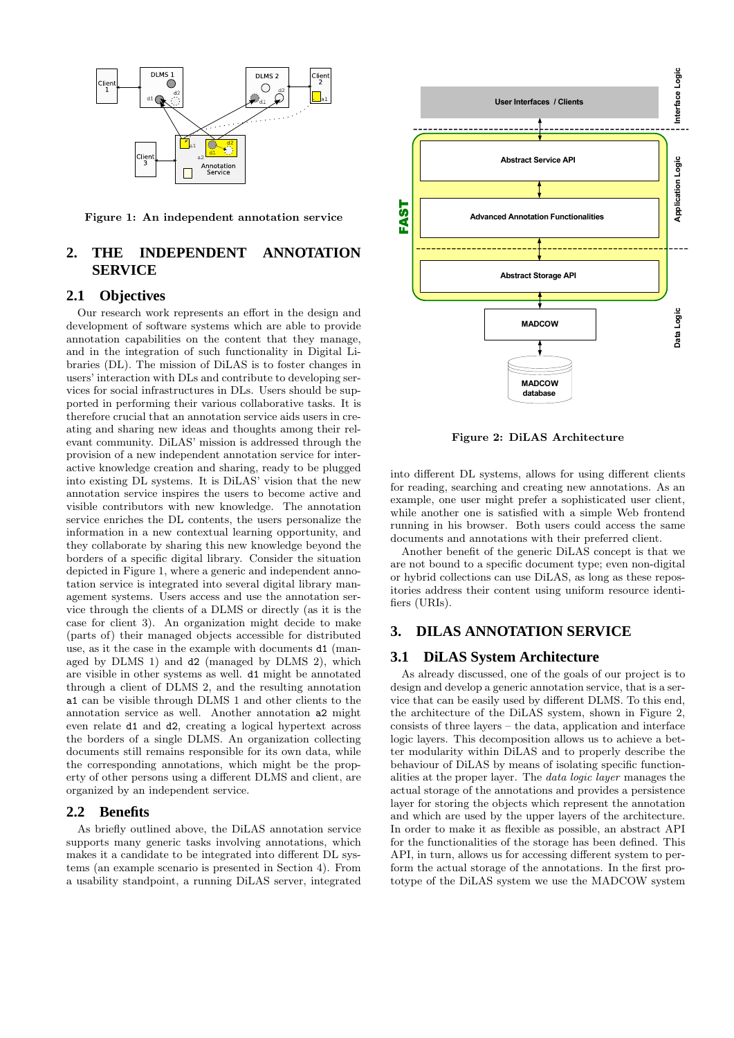Figure 1: An independent annotation service

## 2. THE INDEPENDENT ANNOTATION SERVICE

### 2.1 Objectives

Our research work represents an effort in the design and development of software systems which are able to provide annotation capabilities on the content that they manage, and in the integration of such functionality in Digital Libraries (DL). The mission of DiLAS is to foster changes in users' interaction with DLs and contribute to developing services for social infrastructures in DLs. Users should be supported in performing their various collaborative tasks. It is therefore crucial that an annotation service aids users in creating and sharing new ideas and thoughts among their relevant community. DiLAS' mission is addressed through the provision of a new independent annotation service for interactive knowledge creation and sharing, ready to be plugged into existing DL systems. It is DiLAS' vision that the new annotation service inspires the users to become active and visible contributors with new knowledge. The annotation service enriches the DL contents, the users personalize the information in a new contextual learning opportunity, and they collaborate by sharing this new knowledge beyond the borders of a specific digital library. Consider the situation depicted in Figure 1, where a generic and independent annotation service is integrated into several digital library management systems. Users access and use the annotation service through the clients of a DLMS or directly (as it is the case for client 3). An organization might decide to make (parts of) their managed objects accessible for distributed use, as it the case in the example with documents `d1` (managed by DLMS 1) and `d2` (managed by DLMS 2), which are visible in other systems as well. `d1` might be annotated through a client of DLMS 2, and the resulting annotation `a1` can be visible through DLMS 1 and other clients to the annotation service as well. Another annotation `a2` might even relate `d1` and `d2`, creating a logical hypertext across the borders of a single DLMS. An organization collecting documents still remains responsible for its own data, while the corresponding annotations, which might be the property of other persons using a different DLMS and client, are organized by an independent service.

### 2.2 Benefits

As briefly outlined above, the DiLAS annotation service supports many generic tasks involving annotations, which makes it a candidate to be integrated into different DL systems (an example scenario is presented in Section 4). From a usability standpoint, a running DiLAS server, integrated into different DL systems, allows for using different clients for reading, searching and creating new annotations. As an example, one user might prefer a sophisticated user client, while another one is satisfied with a simple Web frontend running in his browser. Both users could access the same documents and annotations with their preferred client.

Another benefit of the generic DiLAS concept is that we are not bound to a specific document type; even non-digital or hybrid collections can use DiLAS, as long as these repositories address their content using uniform resource identifiers (URIs).

Figure 2: DiLAS Architecture

## 3. DILAS ANNOTATION SERVICE

### 3.1 DiLAS System Architecture

As already discussed, one of the goals of our project is to design and develop a generic annotation service, that is a service that can be easily used by different DLMS. To this end, the architecture of the DiLAS system, shown in Figure 2, consists of three layers – the data, application and interface logic layers. This decomposition allows us to achieve a better modularity within DiLAS and to properly describe the behaviour of DiLAS by means of isolating specific functionalities at the proper layer. The *data logic layer* manages the actual storage of the annotations and provides a persistence layer for storing the objects which represent the annotation and which are used by the upper layers of the architecture. In order to make it as flexible as possible, an abstract API for the functionalities of the storage has been defined. This API, in turn, allows us for accessing different system to perform the actual storage of the annotations. In the first prototype of the DiLAS system we use the MADCOW system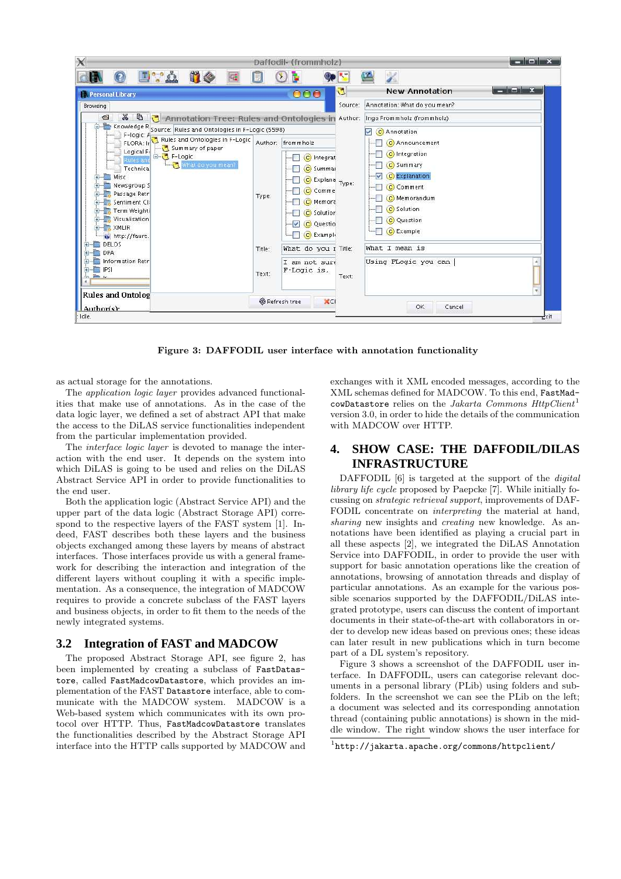Figure 3: DAFFODIL user interface with annotation functionality

as actual storage for the annotations.

The *application logic layer* provides advanced functionalities that make use of annotations. As in the case of the data logic layer, we defined a set of abstract API that make the access to the DiLAS service functionalities independent from the particular implementation provided.

The *interface logic layer* is devoted to manage the interaction with the end user. It depends on the system into which DiLAS is going to be used and relies on the DiLAS Abstract Service API in order to provide functionalities to the end user.

Both the application logic (Abstract Service API) and the upper part of the data logic (Abstract Storage API) correspond to the respective layers of the FAST system [1]. Indeed, FAST describes both these layers and the business objects exchanged among these layers by means of abstract interfaces. Those interfaces provide us with a general framework for describing the interaction and integration of the different layers without coupling it with a specific implementation. As a consequence, the integration of MADCOW requires to provide a concrete subclass of the FAST layers and business objects, in order to fit them to the needs of the newly integrated systems.

## 3.2 Integration of FAST and MADCOW

The proposed Abstract Storage API, see figure 2, has been implemented by creating a subclass of `FastDatastore`, called `FastMadcowDatastore`, which provides an implementation of the FAST `Datastore` interface, able to communicate with the MADCOW system. MADCOW is a Web-based system which communicates with its own protocol over HTTP. Thus, `FastMadcowDatastore` translates the functionalities described by the Abstract Storage API interface into the HTTP calls supported by MADCOW and exchanges with it XML encoded messages, according to the XML schemas defined for MADCOW. To this end, `FastMadcowDatastore` relies on the *Jakarta Commons HttpClient*[1] version 3.0, in order to hide the details of the communication with MADCOW over HTTP.

# 4. SHOW CASE: THE DAFFODIL/DILAS INFRASTRUCTURE

DAFFODIL [6] is targeted at the support of the *digital library life cycle* proposed by Paepcke [7]. While initially focussing on *strategic retrieval support*, improvements of DAFFODIL concentrate on *interpreting* the material at hand, *sharing* new insights and *creating* new knowledge. As annotations have been identified as playing a crucial part in all these aspects [2], we integrated the DiLAS Annotation Service into DAFFODIL, in order to provide the user with support for basic annotation operations like the creation of annotations, browsing of annotation threads and display of particular annotations. As an example for the various possible scenarios supported by the DAFFODIL/DiLAS integrated prototype, users can discuss the content of important documents in their state-of-the-art with collaborators in order to develop new ideas based on previous ones; these ideas can later result in new publications which in turn become part of a DL system's repository.

Figure 3 shows a screenshot of the DAFFODIL user interface. In DAFFODIL, users can categorise relevant documents in a personal library (PLib) using folders and subfolders. In the screenshot we can see the PLib on the left; a document was selected and its corresponding annotation thread (containing public annotations) is shown in the middle window. The right window shows the user interface for

[1] `http://jakarta.apache.org/commons/httpclient/`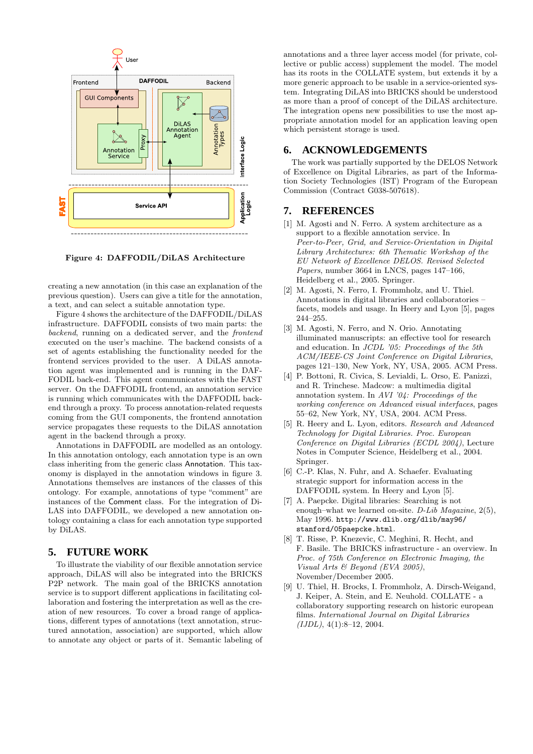User

Frontend DAFFODIL Backend

GUI Components

Annotation Service

Proxy

DiLAS Annotation Agent

Annotation Types

Interface Logic

FAST

Service API

Application Logic

Figure 4: DAFFODIL/DiLAS Architecture

creating a new annotation (in this case an explanation of the previous question). Users can give a title for the annotation, a text, and can select a suitable annotation type.

Figure 4 shows the architecture of the DAFFODIL/DiLAS infrastructure. DAFFODIL consists of two main parts: the *backend*, running on a dedicated server, and the *frontend* executed on the user's machine. The backend consists of a set of agents establishing the functionality needed for the frontend services provided to the user. A DiLAS annotation agent was implemented and is running in the DAFFODIL back-end. This agent communicates with the FAST server. On the DAFFODIL frontend, an annotation service is running which communicates with the DAFFODIL backend through a proxy. To process annotation-related requests coming from the GUI components, the frontend annotation service propagates these requests to the DiLAS annotation agent in the backend through a proxy.

Annotations in DAFFODIL are modelled as an ontology. In this annotation ontology, each annotation type is an own class inheriting from the generic class Annotation. This taxonomy is displayed in the annotation windows in figure 3. Annotations themselves are instances of the classes of this ontology. For example, annotations of type "comment" are instances of the Comment class. For the integration of DiLAS into DAFFODIL, we developed a new annotation ontology containing a class for each annotation type supported by DiLAS.

## 5. FUTURE WORK

To illustrate the viability of our flexible annotation service approach, DiLAS will also be integrated into the BRICKS P2P network. The main goal of the BRICKS annotation service is to support different applications in facilitating collaboration and fostering the interpretation as well as the creation of new resources. To cover a broad range of applications, different types of annotations (text annotation, structured annotation, association) are supported, which allow to annotate any object or parts of it. Semantic labeling of annotations and a three layer access model (for private, collective or public access) supplement the model. The model has its roots in the COLLATE system, but extends it by a more generic approach to be usable in a service-oriented system. Integrating DiLAS into BRICKS should be understood as more than a proof of concept of the DiLAS architecture. The integration opens new possibilities to use the most appropriate annotation model for an application leaving open which persistent storage is used.

## 6. ACKNOWLEDGEMENTS

The work was partially supported by the DELOS Network of Excellence on Digital Libraries, as part of the Information Society Technologies (IST) Program of the European Commission (Contract G038-507618).

## 7. REFERENCES

[1] M. Agosti and N. Ferro. A system architecture as a support to a flexible annotation service. In *Peer-to-Peer, Grid, and Service-Orientation in Digital Library Architectures: 6th Thematic Workshop of the EU Network of Excellence DELOS. Revised Selected Papers*, number 3664 in LNCS, pages 147–166, Heidelberg et al., 2005. Springer.

[2] M. Agosti, N. Ferro, I. Frommholz, and U. Thiel. Annotations in digital libraries and collaboratories – facets, models and usage. In Heery and Lyon [5], pages 244–255.

[3] M. Agosti, N. Ferro, and N. Orio. Annotating illuminated manuscripts: an effective tool for research and education. In *JCDL '05: Proceedings of the 5th ACM/IEEE-CS Joint Conference on Digital Libraries*, pages 121–130, New York, NY, USA, 2005. ACM Press.

[4] P. Bottoni, R. Civica, S. Levialdi, L. Orso, E. Panizzi, and R. Trinchese. Madcow: a multimedia digital annotation system. In *AVI '04: Proceedings of the working conference on Advanced visual interfaces*, pages 55–62, New York, NY, USA, 2004. ACM Press.

[5] R. Heery and L. Lyon, editors. *Research and Advanced Technology for Digital Libraries. Proc. European Conference on Digital Libraries (ECDL 2004)*, Lecture Notes in Computer Science, Heidelberg et al., 2004. Springer.

[6] C.-P. Klas, N. Fuhr, and A. Schaefer. Evaluating strategic support for information access in the DAFFODIL system. In Heery and Lyon [5].

[7] A. Paepcke. Digital libraries: Searching is not enough–what we learned on-site. *D-Lib Magazine*, 2(5), May 1996. http://www.dlib.org/dlib/may96/stanford/05paepcke.html.

[8] T. Risse, P. Knezevic, C. Meghini, R. Hecht, and F. Basile. The BRICKS infrastructure - an overview. In *Proc. of 75th Conference on Electronic Imaging, the Visual Arts & Beyond (EVA 2005)*, November/December 2005.

[9] U. Thiel, H. Brocks, I. Frommholz, A. Dirsch-Weigand, J. Keiper, A. Stein, and E. Neuhold. COLLATE - a collaboratory supporting research on historic european films. *International Journal on Digital Libraries (IJDL)*, 4(1):8–12, 2004.